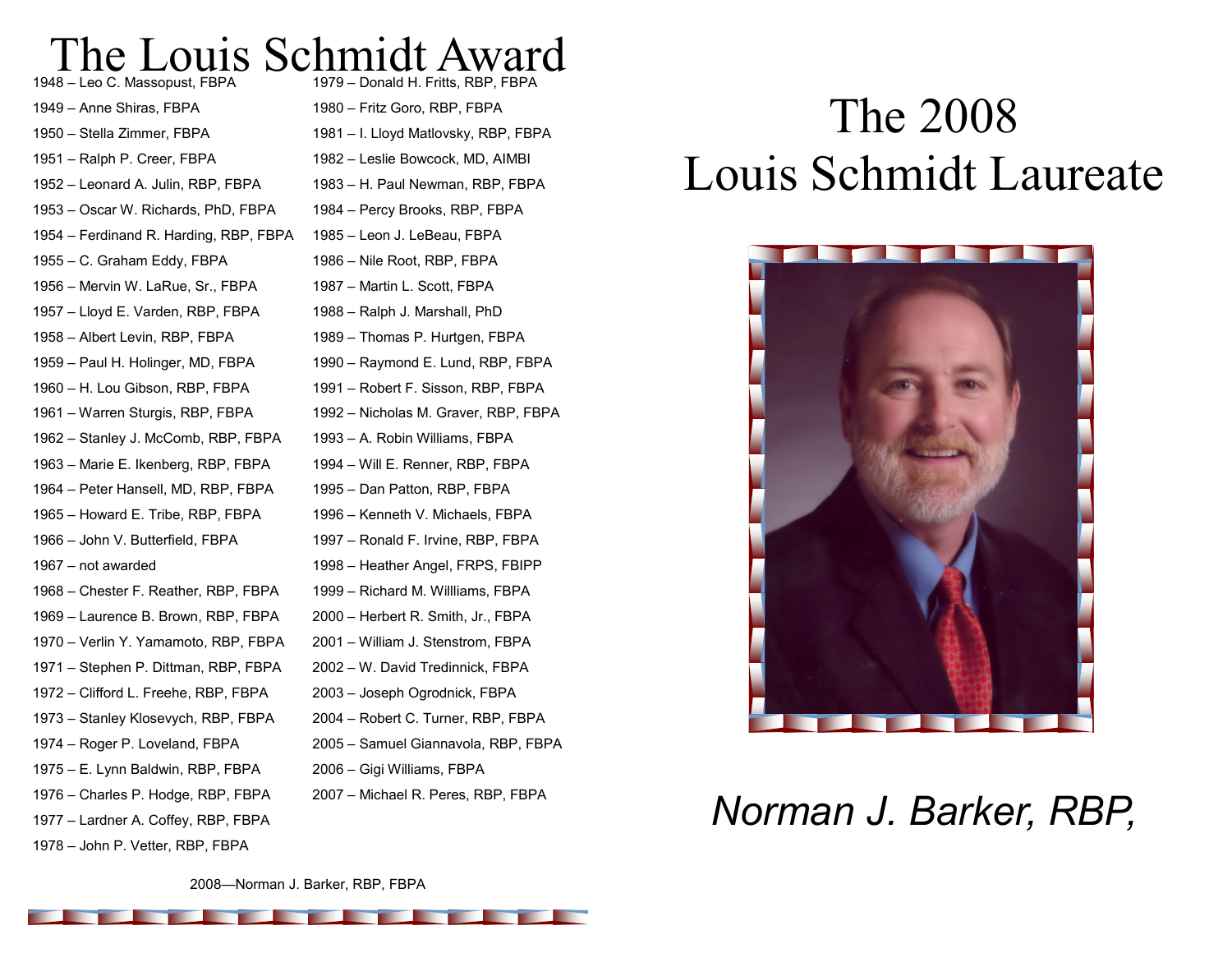# The Louis Schmidt Award

1948 – Leo C. Massopust, FBPA
1949 – Anne Shiras, FBPA
1950 – Stella Zimmer, FBPA
1951 – Ralph P. Creer, FBPA
1952 – Leonard A. Julin, RBP, FBPA
1953 – Oscar W. Richards, PhD, FBPA
1954 – Ferdinand R. Harding, RBP, FBPA
1955 – C. Graham Eddy, FBPA
1956 – Mervin W. LaRue, Sr., FBPA
1957 – Lloyd E. Varden, RBP, FBPA
1958 – Albert Levin, RBP, FBPA
1959 – Paul H. Holinger, MD, FBPA
1960 – H. Lou Gibson, RBP, FBPA
1961 – Warren Sturgis, RBP, FBPA
1962 – Stanley J. McComb, RBP, FBPA
1963 – Marie E. Ikenberg, RBP, FBPA
1964 – Peter Hansell, MD, RBP, FBPA
1965 – Howard E. Tribe, RBP, FBPA
1966 – John V. Butterfield, FBPA
1967 – not awarded
1968 – Chester F. Reather, RBP, FBPA
1969 – Laurence B. Brown, RBP, FBPA
1970 – Verlin Y. Yamamoto, RBP, FBPA
1971 – Stephen P. Dittman, RBP, FBPA
1972 – Clifford L. Freehe, RBP, FBPA
1973 – Stanley Klosevych, RBP, FBPA
1974 – Roger P. Loveland, FBPA
1975 – E. Lynn Baldwin, RBP, FBPA
1976 – Charles P. Hodge, RBP, FBPA
1977 – Lardner A. Coffey, RBP, FBPA
1978 – John P. Vetter, RBP, FBPA
1979 – Donald H. Fritts, RBP, FBPA
1980 – Fritz Goro, RBP, FBPA
1981 – I. Lloyd Matlovsky, RBP, FBPA
1982 – Leslie Bowcock, MD, AIMBI
1983 – H. Paul Newman, RBP, FBPA
1984 – Percy Brooks, RBP, FBPA
1985 – Leon J. LeBeau, FBPA
1986 – Nile Root, RBP, FBPA
1987 – Martin L. Scott, FBPA
1988 – Ralph J. Marshall, PhD
1989 – Thomas P. Hurtgen, FBPA
1990 – Raymond E. Lund, RBP, FBPA
1991 – Robert F. Sisson, RBP, FBPA
1992 – Nicholas M. Graver, RBP, FBPA
1993 – A. Robin Williams, FBPA
1994 – Will E. Renner, RBP, FBPA
1995 – Dan Patton, RBP, FBPA
1996 – Kenneth V. Michaels, FBPA
1997 – Ronald F. Irvine, RBP, FBPA
1998 – Heather Angel, FRPS, FBIPP
1999 – Richard M. Willliams, FBPA
2000 – Herbert R. Smith, Jr., FBPA
2001 – William J. Stenstrom, FBPA
2002 – W. David Tredinnick, FBPA
2003 – Joseph Ogrodnick, FBPA
2004 – Robert C. Turner, RBP, FBPA
2005 – Samuel Giannavola, RBP, FBPA
2006 – Gigi Williams, FBPA
2007 – Michael R. Peres, RBP, FBPA

2008—Norman J. Barker, RBP, FBPA

# The 2008 Louis Schmidt Laureate

*Norman J. Barker, RBP,*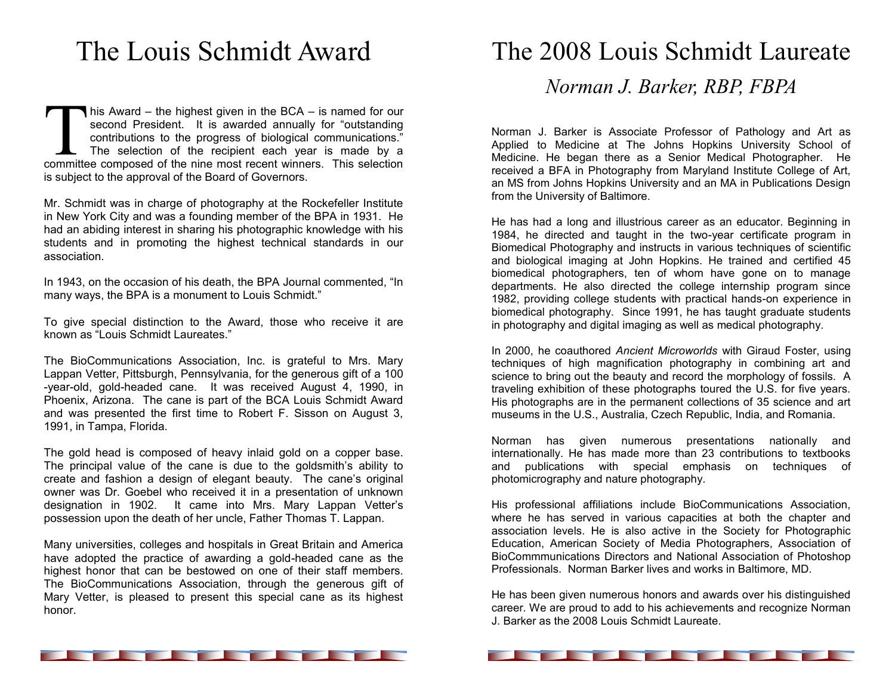# The Louis Schmidt Award

This Award – the highest given in the BCA – is named for our second President. It is awarded annually for "outstanding contributions to the progress of biological communications." The selection of the recipient each year is made by a committee composed of the nine most recent winners. This selection is subject to the approval of the Board of Governors.

Mr. Schmidt was in charge of photography at the Rockefeller Institute in New York City and was a founding member of the BPA in 1931. He had an abiding interest in sharing his photographic knowledge with his students and in promoting the highest technical standards in our association.

In 1943, on the occasion of his death, the BPA Journal commented, "In many ways, the BPA is a monument to Louis Schmidt."

To give special distinction to the Award, those who receive it are known as "Louis Schmidt Laureates."

The BioCommunications Association, Inc. is grateful to Mrs. Mary Lappan Vetter, Pittsburgh, Pennsylvania, for the generous gift of a 100-year-old, gold-headed cane. It was received August 4, 1990, in Phoenix, Arizona. The cane is part of the BCA Louis Schmidt Award and was presented the first time to Robert F. Sisson on August 3, 1991, in Tampa, Florida.

The gold head is composed of heavy inlaid gold on a copper base. The principal value of the cane is due to the goldsmith's ability to create and fashion a design of elegant beauty. The cane's original owner was Dr. Goebel who received it in a presentation of unknown designation in 1902. It came into Mrs. Mary Lappan Vetter's possession upon the death of her uncle, Father Thomas T. Lappan.

Many universities, colleges and hospitals in Great Britain and America have adopted the practice of awarding a gold-headed cane as the highest honor that can be bestowed on one of their staff members. The BioCommunications Association, through the generous gift of Mary Vetter, is pleased to present this special cane as its highest honor.

# The 2008 Louis Schmidt Laureate

## *Norman J. Barker, RBP, FBPA*

Norman J. Barker is Associate Professor of Pathology and Art as Applied to Medicine at The Johns Hopkins University School of Medicine. He began there as a Senior Medical Photographer. He received a BFA in Photography from Maryland Institute College of Art, an MS from Johns Hopkins University and an MA in Publications Design from the University of Baltimore.

He has had a long and illustrious career as an educator. Beginning in 1984, he directed and taught in the two-year certificate program in Biomedical Photography and instructs in various techniques of scientific and biological imaging at John Hopkins. He trained and certified 45 biomedical photographers, ten of whom have gone on to manage departments. He also directed the college internship program since 1982, providing college students with practical hands-on experience in biomedical photography. Since 1991, he has taught graduate students in photography and digital imaging as well as medical photography.

In 2000, he coauthored *Ancient Microworlds* with Giraud Foster, using techniques of high magnification photography in combining art and science to bring out the beauty and record the morphology of fossils. A traveling exhibition of these photographs toured the U.S. for five years. His photographs are in the permanent collections of 35 science and art museums in the U.S., Australia, Czech Republic, India, and Romania.

Norman has given numerous presentations nationally and internationally. He has made more than 23 contributions to textbooks and publications with special emphasis on techniques of photomicrography and nature photography.

His professional affiliations include BioCommunications Association, where he has served in various capacities at both the chapter and association levels. He is also active in the Society for Photographic Education, American Society of Media Photographers, Association of BioCommmunications Directors and National Association of Photoshop Professionals. Norman Barker lives and works in Baltimore, MD.

He has been given numerous honors and awards over his distinguished career. We are proud to add to his achievements and recognize Norman J. Barker as the 2008 Louis Schmidt Laureate.